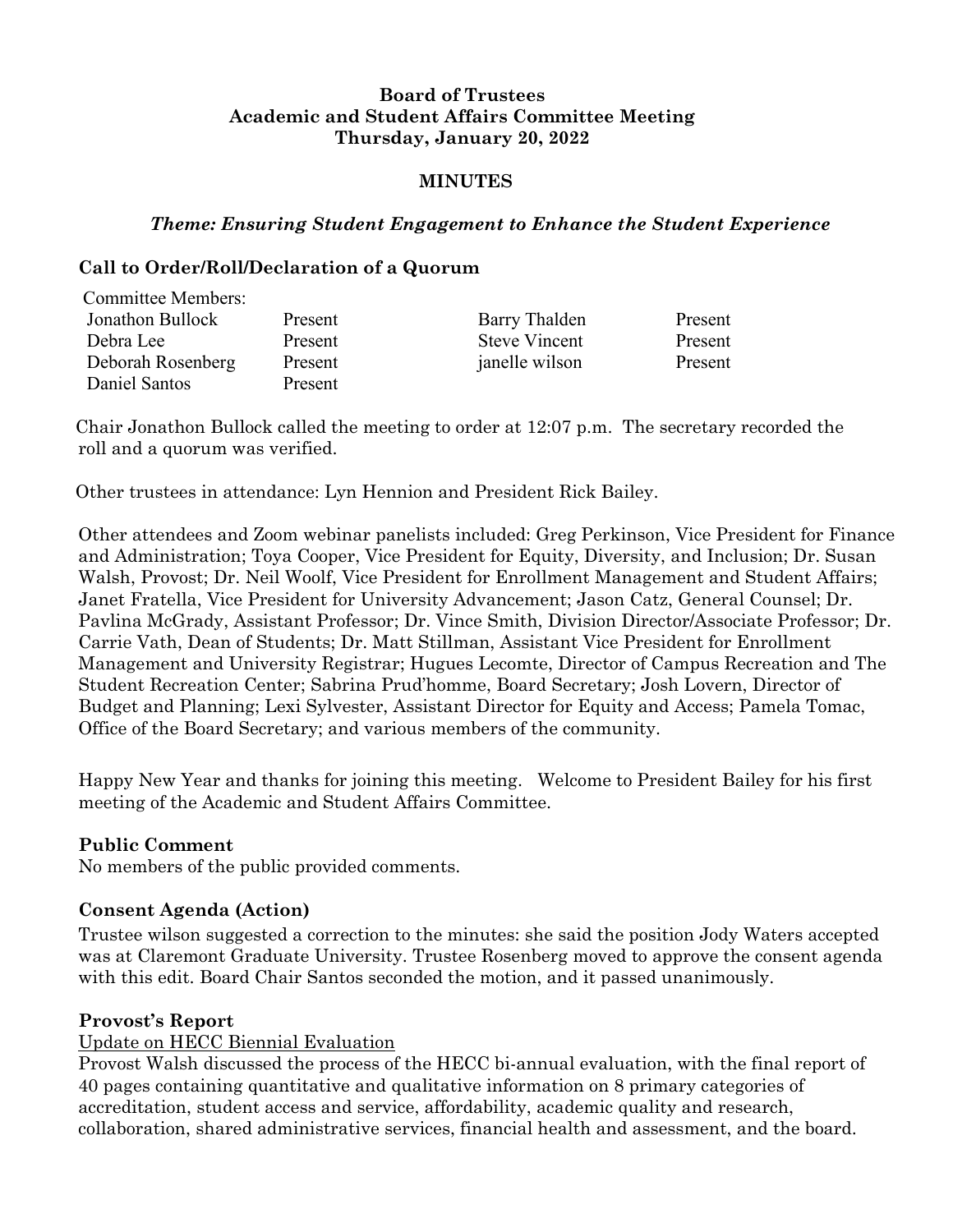**Board of Trustees**
**Academic and Student Affairs Committee Meeting**
**Thursday, January 20, 2022**

**MINUTES**

***Theme: Ensuring Student Engagement to Enhance the Student Experience***

## Call to Order/Roll/Declaration of a Quorum

Committee Members:

| | | | |
|---|---|---|---|
| Jonathon Bullock | Present | Barry Thalden | Present |
| Debra Lee | Present | Steve Vincent | Present |
| Deborah Rosenberg | Present | janelle wilson | Present |
| Daniel Santos | Present | | |

Chair Jonathon Bullock called the meeting to order at 12:07 p.m. The secretary recorded the roll and a quorum was verified.

Other trustees in attendance: Lyn Hennion and President Rick Bailey.

Other attendees and Zoom webinar panelists included: Greg Perkinson, Vice President for Finance and Administration; Toya Cooper, Vice President for Equity, Diversity, and Inclusion; Dr. Susan Walsh, Provost; Dr. Neil Woolf, Vice President for Enrollment Management and Student Affairs; Janet Fratella, Vice President for University Advancement; Jason Catz, General Counsel; Dr. Pavlina McGrady, Assistant Professor; Dr. Vince Smith, Division Director/Associate Professor; Dr. Carrie Vath, Dean of Students; Dr. Matt Stillman, Assistant Vice President for Enrollment Management and University Registrar; Hugues Lecomte, Director of Campus Recreation and The Student Recreation Center; Sabrina Prud'homme, Board Secretary; Josh Lovern, Director of Budget and Planning; Lexi Sylvester, Assistant Director for Equity and Access; Pamela Tomac, Office of the Board Secretary; and various members of the community.

Happy New Year and thanks for joining this meeting. Welcome to President Bailey for his first meeting of the Academic and Student Affairs Committee.

## Public Comment

No members of the public provided comments.

## Consent Agenda (Action)

Trustee wilson suggested a correction to the minutes: she said the position Jody Waters accepted was at Claremont Graduate University. Trustee Rosenberg moved to approve the consent agenda with this edit. Board Chair Santos seconded the motion, and it passed unanimously.

## Provost's Report

Update on HECC Biennial Evaluation

Provost Walsh discussed the process of the HECC bi-annual evaluation, with the final report of 40 pages containing quantitative and qualitative information on 8 primary categories of accreditation, student access and service, affordability, academic quality and research, collaboration, shared administrative services, financial health and assessment, and the board.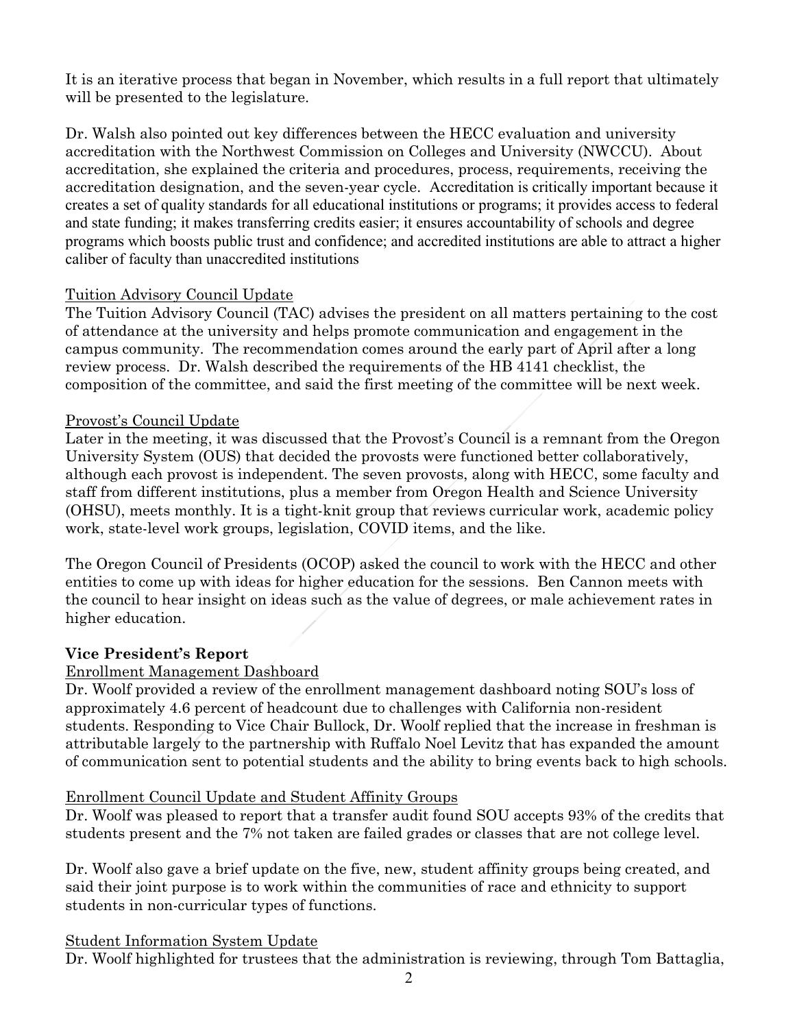It is an iterative process that began in November, which results in a full report that ultimately will be presented to the legislature.

Dr. Walsh also pointed out key differences between the HECC evaluation and university accreditation with the Northwest Commission on Colleges and University (NWCCU). About accreditation, she explained the criteria and procedures, process, requirements, receiving the accreditation designation, and the seven-year cycle. Accreditation is critically important because it creates a set of quality standards for all educational institutions or programs; it provides access to federal and state funding; it makes transferring credits easier; it ensures accountability of schools and degree programs which boosts public trust and confidence; and accredited institutions are able to attract a higher caliber of faculty than unaccredited institutions

Tuition Advisory Council Update

The Tuition Advisory Council (TAC) advises the president on all matters pertaining to the cost of attendance at the university and helps promote communication and engagement in the campus community. The recommendation comes around the early part of April after a long review process. Dr. Walsh described the requirements of the HB 4141 checklist, the composition of the committee, and said the first meeting of the committee will be next week.

Provost's Council Update

Later in the meeting, it was discussed that the Provost's Council is a remnant from the Oregon University System (OUS) that decided the provosts were functioned better collaboratively, although each provost is independent. The seven provosts, along with HECC, some faculty and staff from different institutions, plus a member from Oregon Health and Science University (OHSU), meets monthly. It is a tight-knit group that reviews curricular work, academic policy work, state-level work groups, legislation, COVID items, and the like.

The Oregon Council of Presidents (OCOP) asked the council to work with the HECC and other entities to come up with ideas for higher education for the sessions. Ben Cannon meets with the council to hear insight on ideas such as the value of degrees, or male achievement rates in higher education.

**Vice President's Report**

Enrollment Management Dashboard

Dr. Woolf provided a review of the enrollment management dashboard noting SOU's loss of approximately 4.6 percent of headcount due to challenges with California non-resident students. Responding to Vice Chair Bullock, Dr. Woolf replied that the increase in freshman is attributable largely to the partnership with Ruffalo Noel Levitz that has expanded the amount of communication sent to potential students and the ability to bring events back to high schools.

Enrollment Council Update and Student Affinity Groups

Dr. Woolf was pleased to report that a transfer audit found SOU accepts 93% of the credits that students present and the 7% not taken are failed grades or classes that are not college level.

Dr. Woolf also gave a brief update on the five, new, student affinity groups being created, and said their joint purpose is to work within the communities of race and ethnicity to support students in non-curricular types of functions.

Student Information System Update

Dr. Woolf highlighted for trustees that the administration is reviewing, through Tom Battaglia,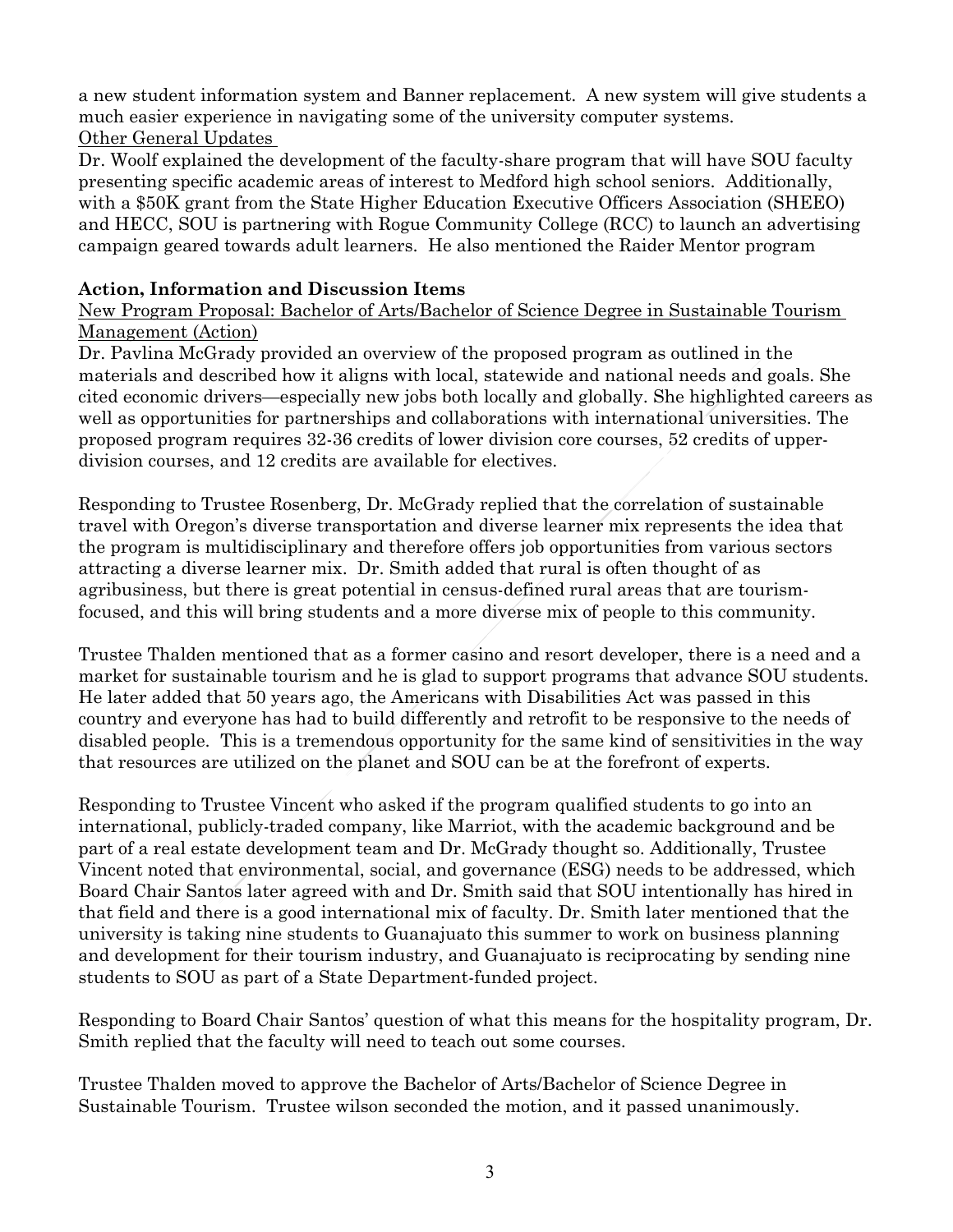a new student information system and Banner replacement. A new system will give students a much easier experience in navigating some of the university computer systems.

Other General Updates

Dr. Woolf explained the development of the faculty-share program that will have SOU faculty presenting specific academic areas of interest to Medford high school seniors. Additionally, with a $50K grant from the State Higher Education Executive Officers Association (SHEEO) and HECC, SOU is partnering with Rogue Community College (RCC) to launch an advertising campaign geared towards adult learners. He also mentioned the Raider Mentor program

**Action, Information and Discussion Items**

New Program Proposal: Bachelor of Arts/Bachelor of Science Degree in Sustainable Tourism Management (Action)

Dr. Pavlina McGrady provided an overview of the proposed program as outlined in the materials and described how it aligns with local, statewide and national needs and goals. She cited economic drivers—especially new jobs both locally and globally. She highlighted careers as well as opportunities for partnerships and collaborations with international universities. The proposed program requires 32-36 credits of lower division core courses, 52 credits of upper-division courses, and 12 credits are available for electives.

Responding to Trustee Rosenberg, Dr. McGrady replied that the correlation of sustainable travel with Oregon's diverse transportation and diverse learner mix represents the idea that the program is multidisciplinary and therefore offers job opportunities from various sectors attracting a diverse learner mix. Dr. Smith added that rural is often thought of as agribusiness, but there is great potential in census-defined rural areas that are tourism-focused, and this will bring students and a more diverse mix of people to this community.

Trustee Thalden mentioned that as a former casino and resort developer, there is a need and a market for sustainable tourism and he is glad to support programs that advance SOU students. He later added that 50 years ago, the Americans with Disabilities Act was passed in this country and everyone has had to build differently and retrofit to be responsive to the needs of disabled people. This is a tremendous opportunity for the same kind of sensitivities in the way that resources are utilized on the planet and SOU can be at the forefront of experts.

Responding to Trustee Vincent who asked if the program qualified students to go into an international, publicly-traded company, like Marriot, with the academic background and be part of a real estate development team and Dr. McGrady thought so. Additionally, Trustee Vincent noted that environmental, social, and governance (ESG) needs to be addressed, which Board Chair Santos later agreed with and Dr. Smith said that SOU intentionally has hired in that field and there is a good international mix of faculty. Dr. Smith later mentioned that the university is taking nine students to Guanajuato this summer to work on business planning and development for their tourism industry, and Guanajuato is reciprocating by sending nine students to SOU as part of a State Department-funded project.

Responding to Board Chair Santos' question of what this means for the hospitality program, Dr. Smith replied that the faculty will need to teach out some courses.

Trustee Thalden moved to approve the Bachelor of Arts/Bachelor of Science Degree in Sustainable Tourism. Trustee wilson seconded the motion, and it passed unanimously.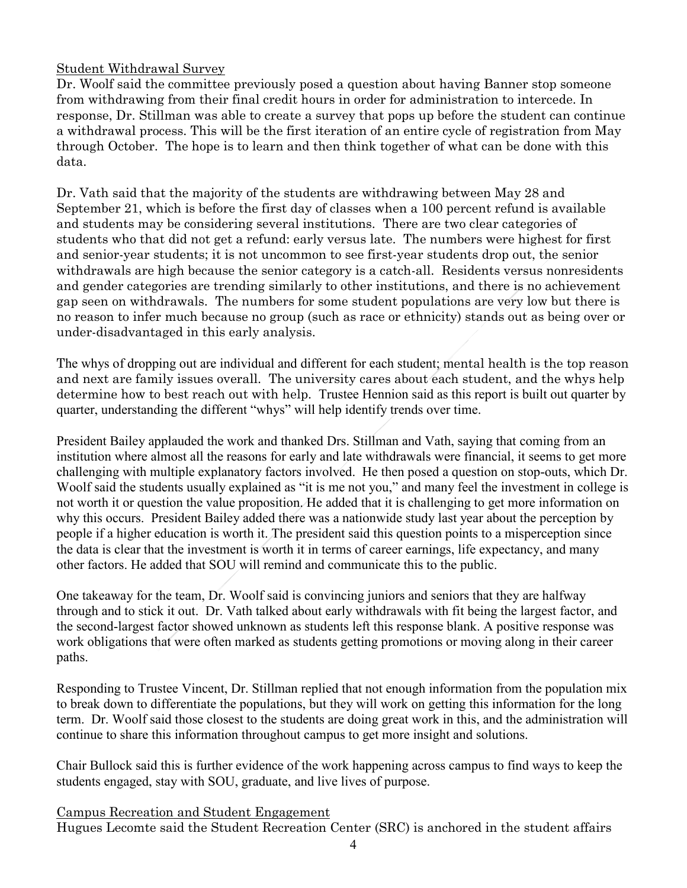Student Withdrawal Survey

Dr. Woolf said the committee previously posed a question about having Banner stop someone from withdrawing from their final credit hours in order for administration to intercede. In response, Dr. Stillman was able to create a survey that pops up before the student can continue a withdrawal process. This will be the first iteration of an entire cycle of registration from May through October. The hope is to learn and then think together of what can be done with this data.

Dr. Vath said that the majority of the students are withdrawing between May 28 and September 21, which is before the first day of classes when a 100 percent refund is available and students may be considering several institutions. There are two clear categories of students who that did not get a refund: early versus late. The numbers were highest for first and senior-year students; it is not uncommon to see first-year students drop out, the senior withdrawals are high because the senior category is a catch-all. Residents versus nonresidents and gender categories are trending similarly to other institutions, and there is no achievement gap seen on withdrawals. The numbers for some student populations are very low but there is no reason to infer much because no group (such as race or ethnicity) stands out as being over or under-disadvantaged in this early analysis.

The whys of dropping out are individual and different for each student; mental health is the top reason and next are family issues overall. The university cares about each student, and the whys help determine how to best reach out with help. Trustee Hennion said as this report is built out quarter by quarter, understanding the different "whys" will help identify trends over time.

President Bailey applauded the work and thanked Drs. Stillman and Vath, saying that coming from an institution where almost all the reasons for early and late withdrawals were financial, it seems to get more challenging with multiple explanatory factors involved. He then posed a question on stop-outs, which Dr. Woolf said the students usually explained as "it is me not you," and many feel the investment in college is not worth it or question the value proposition. He added that it is challenging to get more information on why this occurs. President Bailey added there was a nationwide study last year about the perception by people if a higher education is worth it. The president said this question points to a misperception since the data is clear that the investment is worth it in terms of career earnings, life expectancy, and many other factors. He added that SOU will remind and communicate this to the public.

One takeaway for the team, Dr. Woolf said is convincing juniors and seniors that they are halfway through and to stick it out. Dr. Vath talked about early withdrawals with fit being the largest factor, and the second-largest factor showed unknown as students left this response blank. A positive response was work obligations that were often marked as students getting promotions or moving along in their career paths.

Responding to Trustee Vincent, Dr. Stillman replied that not enough information from the population mix to break down to differentiate the populations, but they will work on getting this information for the long term. Dr. Woolf said those closest to the students are doing great work in this, and the administration will continue to share this information throughout campus to get more insight and solutions.

Chair Bullock said this is further evidence of the work happening across campus to find ways to keep the students engaged, stay with SOU, graduate, and live lives of purpose.

Campus Recreation and Student Engagement

Hugues Lecomte said the Student Recreation Center (SRC) is anchored in the student affairs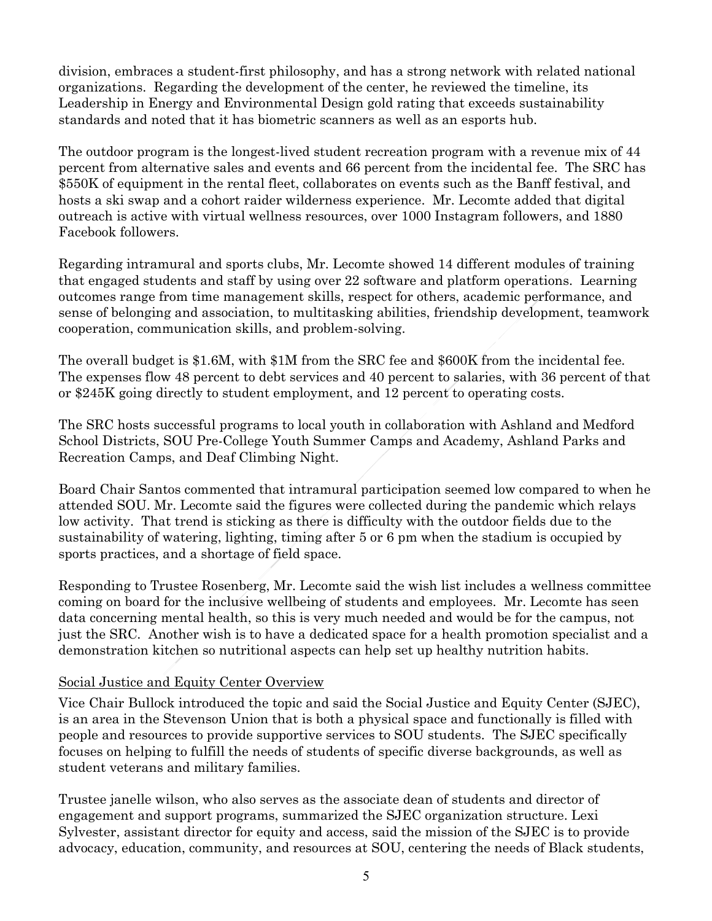division, embraces a student-first philosophy, and has a strong network with related national organizations. Regarding the development of the center, he reviewed the timeline, its Leadership in Energy and Environmental Design gold rating that exceeds sustainability standards and noted that it has biometric scanners as well as an esports hub.

The outdoor program is the longest-lived student recreation program with a revenue mix of 44 percent from alternative sales and events and 66 percent from the incidental fee. The SRC has $550K of equipment in the rental fleet, collaborates on events such as the Banff festival, and hosts a ski swap and a cohort raider wilderness experience. Mr. Lecomte added that digital outreach is active with virtual wellness resources, over 1000 Instagram followers, and 1880 Facebook followers.

Regarding intramural and sports clubs, Mr. Lecomte showed 14 different modules of training that engaged students and staff by using over 22 software and platform operations. Learning outcomes range from time management skills, respect for others, academic performance, and sense of belonging and association, to multitasking abilities, friendship development, teamwork cooperation, communication skills, and problem-solving.

The overall budget is $1.6M, with $1M from the SRC fee and $600K from the incidental fee. The expenses flow 48 percent to debt services and 40 percent to salaries, with 36 percent of that or $245K going directly to student employment, and 12 percent to operating costs.

The SRC hosts successful programs to local youth in collaboration with Ashland and Medford School Districts, SOU Pre-College Youth Summer Camps and Academy, Ashland Parks and Recreation Camps, and Deaf Climbing Night.

Board Chair Santos commented that intramural participation seemed low compared to when he attended SOU. Mr. Lecomte said the figures were collected during the pandemic which relays low activity. That trend is sticking as there is difficulty with the outdoor fields due to the sustainability of watering, lighting, timing after 5 or 6 pm when the stadium is occupied by sports practices, and a shortage of field space.

Responding to Trustee Rosenberg, Mr. Lecomte said the wish list includes a wellness committee coming on board for the inclusive wellbeing of students and employees. Mr. Lecomte has seen data concerning mental health, so this is very much needed and would be for the campus, not just the SRC. Another wish is to have a dedicated space for a health promotion specialist and a demonstration kitchen so nutritional aspects can help set up healthy nutrition habits.

Social Justice and Equity Center Overview

Vice Chair Bullock introduced the topic and said the Social Justice and Equity Center (SJEC), is an area in the Stevenson Union that is both a physical space and functionally is filled with people and resources to provide supportive services to SOU students. The SJEC specifically focuses on helping to fulfill the needs of students of specific diverse backgrounds, as well as student veterans and military families.

Trustee janelle wilson, who also serves as the associate dean of students and director of engagement and support programs, summarized the SJEC organization structure. Lexi Sylvester, assistant director for equity and access, said the mission of the SJEC is to provide advocacy, education, community, and resources at SOU, centering the needs of Black students,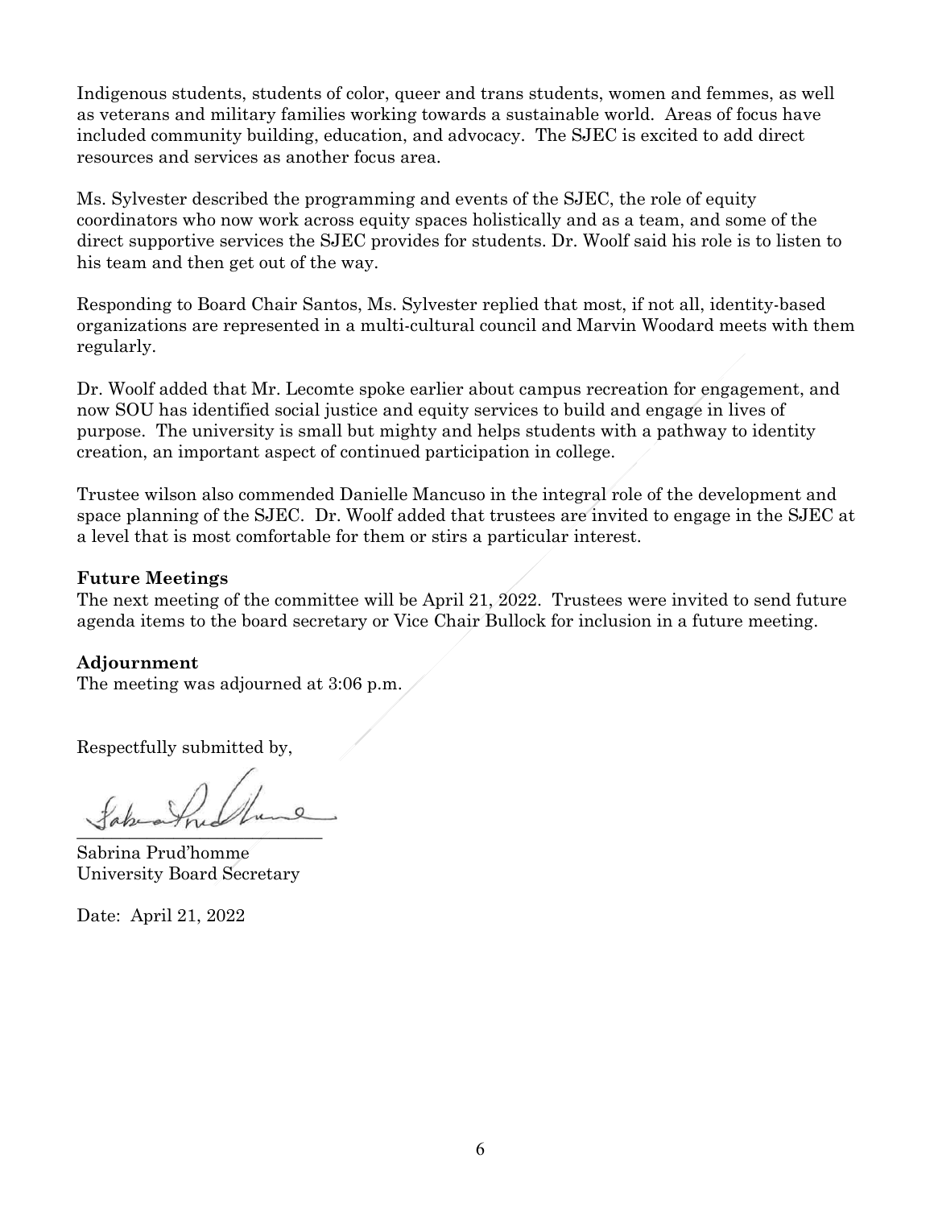Indigenous students, students of color, queer and trans students, women and femmes, as well as veterans and military families working towards a sustainable world. Areas of focus have included community building, education, and advocacy. The SJEC is excited to add direct resources and services as another focus area.

Ms. Sylvester described the programming and events of the SJEC, the role of equity coordinators who now work across equity spaces holistically and as a team, and some of the direct supportive services the SJEC provides for students. Dr. Woolf said his role is to listen to his team and then get out of the way.

Responding to Board Chair Santos, Ms. Sylvester replied that most, if not all, identity-based organizations are represented in a multi-cultural council and Marvin Woodard meets with them regularly.

Dr. Woolf added that Mr. Lecomte spoke earlier about campus recreation for engagement, and now SOU has identified social justice and equity services to build and engage in lives of purpose. The university is small but mighty and helps students with a pathway to identity creation, an important aspect of continued participation in college.

Trustee wilson also commended Danielle Mancuso in the integral role of the development and space planning of the SJEC. Dr. Woolf added that trustees are invited to engage in the SJEC at a level that is most comfortable for them or stirs a particular interest.

**Future Meetings**
The next meeting of the committee will be April 21, 2022. Trustees were invited to send future agenda items to the board secretary or Vice Chair Bullock for inclusion in a future meeting.

**Adjournment**
The meeting was adjourned at 3:06 p.m.

Respectfully submitted by,

Sabrina Prud'homme
University Board Secretary

Date: April 21, 2022